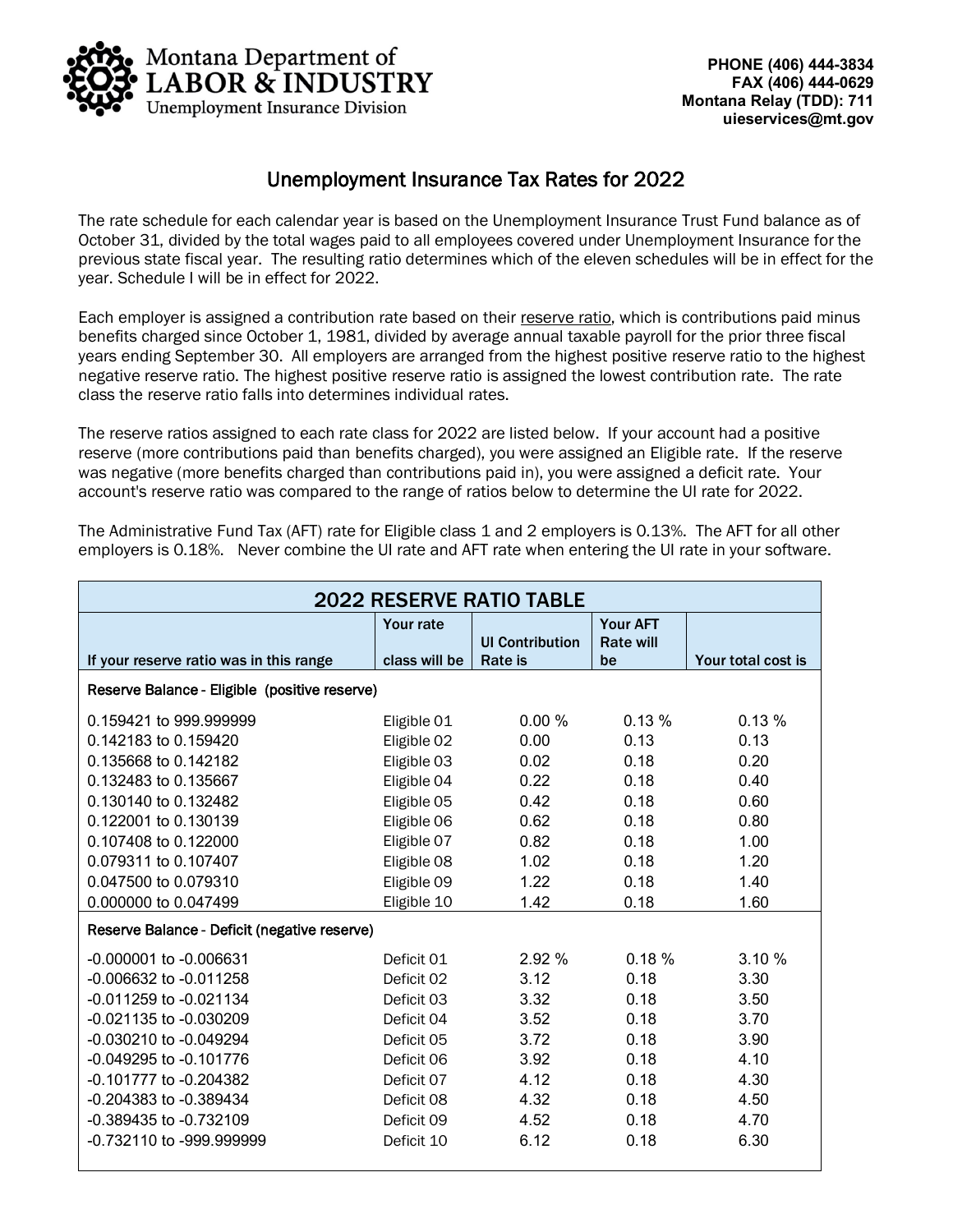Montana Department of
**LABOR & INDUSTRY**
Unemployment Insurance Division

**PHONE (406) 444-3834**
**FAX (406) 444-0629**
**Montana Relay (TDD): 711**
**uieservices@mt.gov**

# Unemployment Insurance Tax Rates for 2022

The rate schedule for each calendar year is based on the Unemployment Insurance Trust Fund balance as of October 31, divided by the total wages paid to all employees covered under Unemployment Insurance for the previous state fiscal year. The resulting ratio determines which of the eleven schedules will be in effect for the year. Schedule I will be in effect for 2022.

Each employer is assigned a contribution rate based on their reserve ratio, which is contributions paid minus benefits charged since October 1, 1981, divided by average annual taxable payroll for the prior three fiscal years ending September 30. All employers are arranged from the highest positive reserve ratio to the highest negative reserve ratio. The highest positive reserve ratio is assigned the lowest contribution rate. The rate class the reserve ratio falls into determines individual rates.

The reserve ratios assigned to each rate class for 2022 are listed below. If your account had a positive reserve (more contributions paid than benefits charged), you were assigned an Eligible rate. If the reserve was negative (more benefits charged than contributions paid in), you were assigned a deficit rate. Your account's reserve ratio was compared to the range of ratios below to determine the UI rate for 2022.

The Administrative Fund Tax (AFT) rate for Eligible class 1 and 2 employers is 0.13%. The AFT for all other employers is 0.18%. Never combine the UI rate and AFT rate when entering the UI rate in your software.

## 2022 RESERVE RATIO TABLE

| If your reserve ratio was in this range | Your rate class will be | UI Contribution Rate is | Your AFT Rate will be | Your total cost is |
|---|---|---|---|---|
| **Reserve Balance - Eligible (positive reserve)** | | | | |
| 0.159421 to 999.999999 | Eligible 01 | 0.00 % | 0.13 % | 0.13 % |
| 0.142183 to 0.159420 | Eligible 02 | 0.00 | 0.13 | 0.13 |
| 0.135668 to 0.142182 | Eligible 03 | 0.02 | 0.18 | 0.20 |
| 0.132483 to 0.135667 | Eligible 04 | 0.22 | 0.18 | 0.40 |
| 0.130140 to 0.132482 | Eligible 05 | 0.42 | 0.18 | 0.60 |
| 0.122001 to 0.130139 | Eligible 06 | 0.62 | 0.18 | 0.80 |
| 0.107408 to 0.122000 | Eligible 07 | 0.82 | 0.18 | 1.00 |
| 0.079311 to 0.107407 | Eligible 08 | 1.02 | 0.18 | 1.20 |
| 0.047500 to 0.079310 | Eligible 09 | 1.22 | 0.18 | 1.40 |
| 0.000000 to 0.047499 | Eligible 10 | 1.42 | 0.18 | 1.60 |
| **Reserve Balance - Deficit (negative reserve)** | | | | |
| -0.000001 to -0.006631 | Deficit 01 | 2.92 % | 0.18 % | 3.10 % |
| -0.006632 to -0.011258 | Deficit 02 | 3.12 | 0.18 | 3.30 |
| -0.011259 to -0.021134 | Deficit 03 | 3.32 | 0.18 | 3.50 |
| -0.021135 to -0.030209 | Deficit 04 | 3.52 | 0.18 | 3.70 |
| -0.030210 to -0.049294 | Deficit 05 | 3.72 | 0.18 | 3.90 |
| -0.049295 to -0.101776 | Deficit 06 | 3.92 | 0.18 | 4.10 |
| -0.101777 to -0.204382 | Deficit 07 | 4.12 | 0.18 | 4.30 |
| -0.204383 to -0.389434 | Deficit 08 | 4.32 | 0.18 | 4.50 |
| -0.389435 to -0.732109 | Deficit 09 | 4.52 | 0.18 | 4.70 |
| -0.732110 to -999.999999 | Deficit 10 | 6.12 | 0.18 | 6.30 |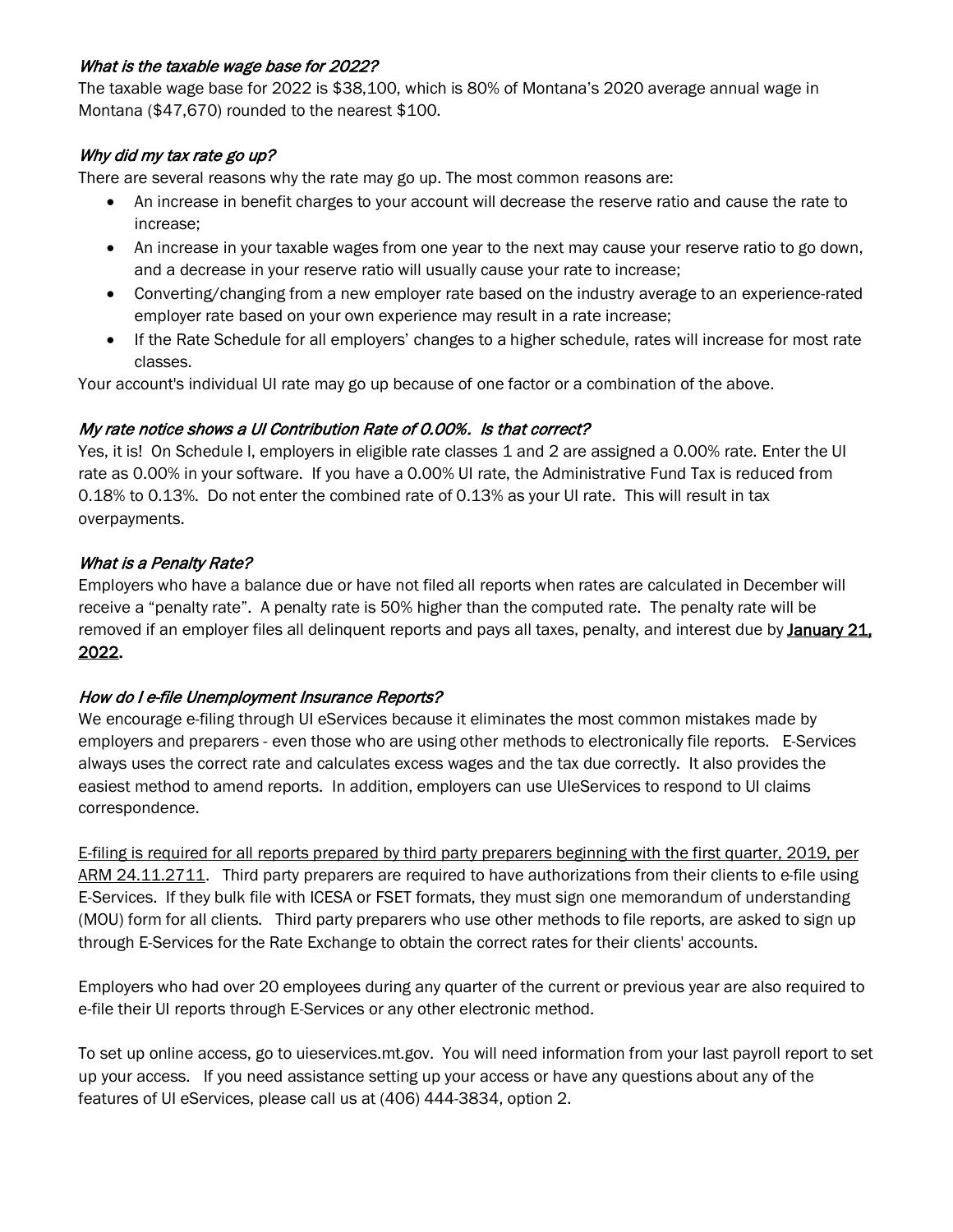*What is the taxable wage base for 2022?*

The taxable wage base for 2022 is $38,100, which is 80% of Montana's 2020 average annual wage in Montana ($47,670) rounded to the nearest $100.

*Why did my tax rate go up?*

There are several reasons why the rate may go up. The most common reasons are:

- An increase in benefit charges to your account will decrease the reserve ratio and cause the rate to increase;
- An increase in your taxable wages from one year to the next may cause your reserve ratio to go down, and a decrease in your reserve ratio will usually cause your rate to increase;
- Converting/changing from a new employer rate based on the industry average to an experience-rated employer rate based on your own experience may result in a rate increase;
- If the Rate Schedule for all employers' changes to a higher schedule, rates will increase for most rate classes.

Your account's individual UI rate may go up because of one factor or a combination of the above.

*My rate notice shows a UI Contribution Rate of 0.00%. Is that correct?*

Yes, it is! On Schedule I, employers in eligible rate classes 1 and 2 are assigned a 0.00% rate. Enter the UI rate as 0.00% in your software. If you have a 0.00% UI rate, the Administrative Fund Tax is reduced from 0.18% to 0.13%. Do not enter the combined rate of 0.13% as your UI rate. This will result in tax overpayments.

*What is a Penalty Rate?*

Employers who have a balance due or have not filed all reports when rates are calculated in December will receive a "penalty rate". A penalty rate is 50% higher than the computed rate. The penalty rate will be removed if an employer files all delinquent reports and pays all taxes, penalty, and interest due by **January 21, 2022.**

*How do I e-file Unemployment Insurance Reports?*

We encourage e-filing through UI eServices because it eliminates the most common mistakes made by employers and preparers - even those who are using other methods to electronically file reports. E-Services always uses the correct rate and calculates excess wages and the tax due correctly. It also provides the easiest method to amend reports. In addition, employers can use UIeServices to respond to UI claims correspondence.

E-filing is required for all reports prepared by third party preparers beginning with the first quarter, 2019, per ARM 24.11.2711. Third party preparers are required to have authorizations from their clients to e-file using E-Services. If they bulk file with ICESA or FSET formats, they must sign one memorandum of understanding (MOU) form for all clients. Third party preparers who use other methods to file reports, are asked to sign up through E-Services for the Rate Exchange to obtain the correct rates for their clients' accounts.

Employers who had over 20 employees during any quarter of the current or previous year are also required to e-file their UI reports through E-Services or any other electronic method.

To set up online access, go to uieservices.mt.gov. You will need information from your last payroll report to set up your access. If you need assistance setting up your access or have any questions about any of the features of UI eServices, please call us at (406) 444-3834, option 2.